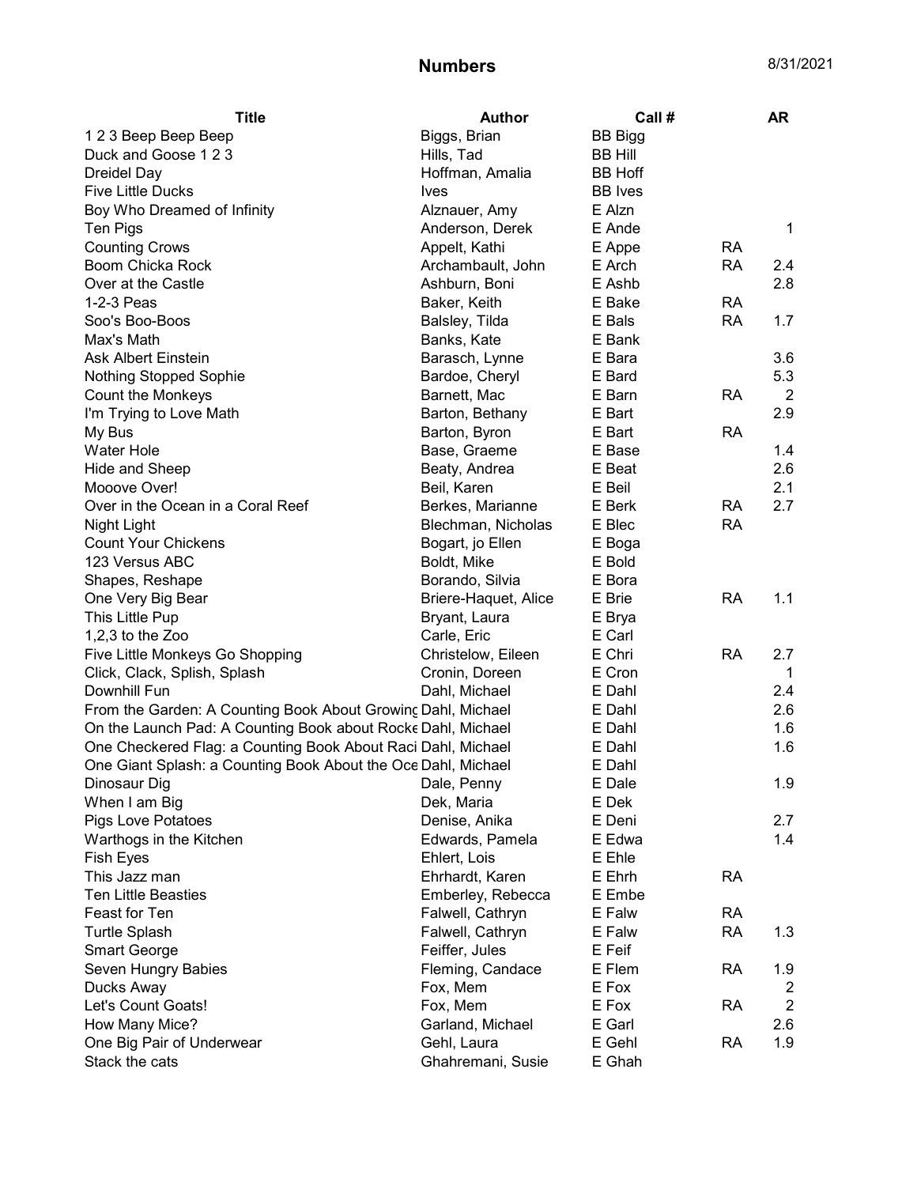# Numbers

8/31/2021

| Title | Author | Call # | | AR |
|---|---|---|---|---|
| 1 2 3 Beep Beep Beep | Biggs, Brian | BB Bigg | | |
| Duck and Goose 1 2 3 | Hills, Tad | BB Hill | | |
| Dreidel Day | Hoffman, Amalia | BB Hoff | | |
| Five Little Ducks | Ives | BB Ives | | |
| Boy Who Dreamed of Infinity | Alznauer, Amy | E Alzn | | |
| Ten Pigs | Anderson, Derek | E Ande | | 1 |
| Counting Crows | Appelt, Kathi | E Appe | RA | |
| Boom Chicka Rock | Archambault, John | E Arch | RA | 2.4 |
| Over at the Castle | Ashburn, Boni | E Ashb | | 2.8 |
| 1-2-3 Peas | Baker, Keith | E Bake | RA | |
| Soo's Boo-Boos | Balsley, Tilda | E Bals | RA | 1.7 |
| Max's Math | Banks, Kate | E Bank | | |
| Ask Albert Einstein | Barasch, Lynne | E Bara | | 3.6 |
| Nothing Stopped Sophie | Bardoe, Cheryl | E Bard | | 5.3 |
| Count the Monkeys | Barnett, Mac | E Barn | RA | 2 |
| I'm Trying to Love Math | Barton, Bethany | E Bart | | 2.9 |
| My Bus | Barton, Byron | E Bart | RA | |
| Water Hole | Base, Graeme | E Base | | 1.4 |
| Hide and Sheep | Beaty, Andrea | E Beat | | 2.6 |
| Mooove Over! | Beil, Karen | E Beil | | 2.1 |
| Over in the Ocean in a Coral Reef | Berkes, Marianne | E Berk | RA | 2.7 |
| Night Light | Blechman, Nicholas | E Blec | RA | |
| Count Your Chickens | Bogart, jo Ellen | E Boga | | |
| 123 Versus ABC | Boldt, Mike | E Bold | | |
| Shapes, Reshape | Borando, Silvia | E Bora | | |
| One Very Big Bear | Briere-Haquet, Alice | E Brie | RA | 1.1 |
| This Little Pup | Bryant, Laura | E Brya | | |
| 1,2,3 to the Zoo | Carle, Eric | E Carl | | |
| Five Little Monkeys Go Shopping | Christelow, Eileen | E Chri | RA | 2.7 |
| Click, Clack, Splish, Splash | Cronin, Doreen | E Cron | | 1 |
| Downhill Fun | Dahl, Michael | E Dahl | | 2.4 |
| From the Garden: A Counting Book About Growing | Dahl, Michael | E Dahl | | 2.6 |
| On the Launch Pad: A Counting Book about Rocke | Dahl, Michael | E Dahl | | 1.6 |
| One Checkered Flag: a Counting Book About Raci | Dahl, Michael | E Dahl | | 1.6 |
| One Giant Splash: a Counting Book About the Oce | Dahl, Michael | E Dahl | | |
| Dinosaur Dig | Dale, Penny | E Dale | | 1.9 |
| When I am Big | Dek, Maria | E Dek | | |
| Pigs Love Potatoes | Denise, Anika | E Deni | | 2.7 |
| Warthogs in the Kitchen | Edwards, Pamela | E Edwa | | 1.4 |
| Fish Eyes | Ehlert, Lois | E Ehle | | |
| This Jazz man | Ehrhardt, Karen | E Ehrh | RA | |
| Ten Little Beasties | Emberley, Rebecca | E Embe | | |
| Feast for Ten | Falwell, Cathryn | E Falw | RA | |
| Turtle Splash | Falwell, Cathryn | E Falw | RA | 1.3 |
| Smart George | Feiffer, Jules | E Feif | | |
| Seven Hungry Babies | Fleming, Candace | E Flem | RA | 1.9 |
| Ducks Away | Fox, Mem | E Fox | | 2 |
| Let's Count Goats! | Fox, Mem | E Fox | RA | 2 |
| How Many Mice? | Garland, Michael | E Garl | | 2.6 |
| One Big Pair of Underwear | Gehl, Laura | E Gehl | RA | 1.9 |
| Stack the cats | Ghahremani, Susie | E Ghah | | |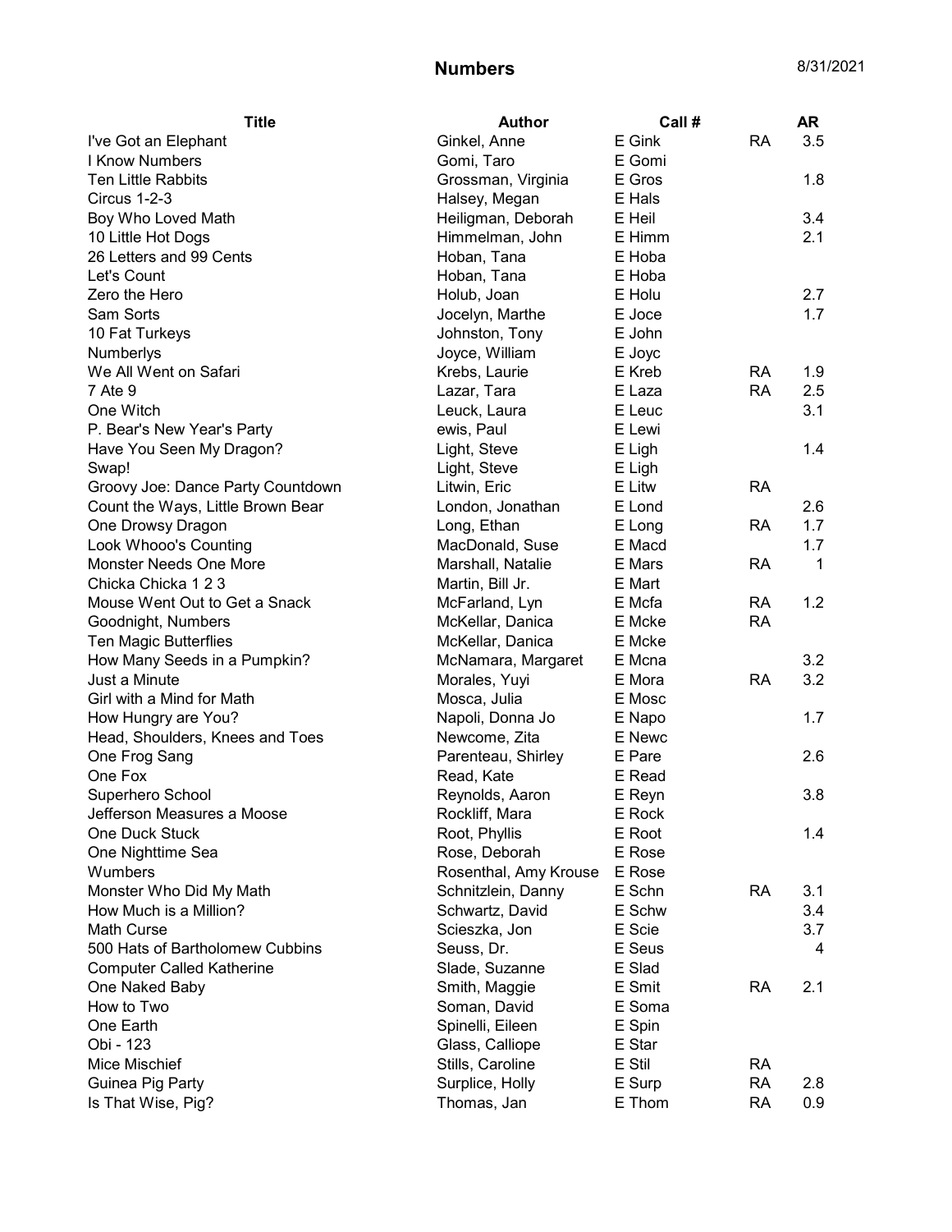# Numbers

8/31/2021

| Title | Author | Call # | | AR |
|---|---|---|---|---|
| I've Got an Elephant | Ginkel, Anne | E Gink | RA | 3.5 |
| I Know Numbers | Gomi, Taro | E Gomi | | |
| Ten Little Rabbits | Grossman, Virginia | E Gros | | 1.8 |
| Circus 1-2-3 | Halsey, Megan | E Hals | | |
| Boy Who Loved Math | Heiligman, Deborah | E Heil | | 3.4 |
| 10 Little Hot Dogs | Himmelman, John | E Himm | | 2.1 |
| 26 Letters and 99 Cents | Hoban, Tana | E Hoba | | |
| Let's Count | Hoban, Tana | E Hoba | | |
| Zero the Hero | Holub, Joan | E Holu | | 2.7 |
| Sam Sorts | Jocelyn, Marthe | E Joce | | 1.7 |
| 10 Fat Turkeys | Johnston, Tony | E John | | |
| Numberlys | Joyce, William | E Joyc | | |
| We All Went on Safari | Krebs, Laurie | E Kreb | RA | 1.9 |
| 7 Ate 9 | Lazar, Tara | E Laza | RA | 2.5 |
| One Witch | Leuck, Laura | E Leuc | | 3.1 |
| P. Bear's New Year's Party | ewis, Paul | E Lewi | | |
| Have You Seen My Dragon? | Light, Steve | E Ligh | | 1.4 |
| Swap! | Light, Steve | E Ligh | | |
| Groovy Joe: Dance Party Countdown | Litwin, Eric | E Litw | RA | |
| Count the Ways, Little Brown Bear | London, Jonathan | E Lond | | 2.6 |
| One Drowsy Dragon | Long, Ethan | E Long | RA | 1.7 |
| Look Whooo's Counting | MacDonald, Suse | E Macd | | 1.7 |
| Monster Needs One More | Marshall, Natalie | E Mars | RA | 1 |
| Chicka Chicka 1 2 3 | Martin, Bill Jr. | E Mart | | |
| Mouse Went Out to Get a Snack | McFarland, Lyn | E Mcfa | RA | 1.2 |
| Goodnight, Numbers | McKellar, Danica | E Mcke | RA | |
| Ten Magic Butterflies | McKellar, Danica | E Mcke | | |
| How Many Seeds in a Pumpkin? | McNamara, Margaret | E Mcna | | 3.2 |
| Just a Minute | Morales, Yuyi | E Mora | RA | 3.2 |
| Girl with a Mind for Math | Mosca, Julia | E Mosc | | |
| How Hungry are You? | Napoli, Donna Jo | E Napo | | 1.7 |
| Head, Shoulders, Knees and Toes | Newcome, Zita | E Newc | | |
| One Frog Sang | Parenteau, Shirley | E Pare | | 2.6 |
| One Fox | Read, Kate | E Read | | |
| Superhero School | Reynolds, Aaron | E Reyn | | 3.8 |
| Jefferson Measures a Moose | Rockliff, Mara | E Rock | | |
| One Duck Stuck | Root, Phyllis | E Root | | 1.4 |
| One Nighttime Sea | Rose, Deborah | E Rose | | |
| Wumbers | Rosenthal, Amy Krouse | E Rose | | |
| Monster Who Did My Math | Schnitzlein, Danny | E Schn | RA | 3.1 |
| How Much is a Million? | Schwartz, David | E Schw | | 3.4 |
| Math Curse | Scieszka, Jon | E Scie | | 3.7 |
| 500 Hats of Bartholomew Cubbins | Seuss, Dr. | E Seus | | 4 |
| Computer Called Katherine | Slade, Suzanne | E Slad | | |
| One Naked Baby | Smith, Maggie | E Smit | RA | 2.1 |
| How to Two | Soman, David | E Soma | | |
| One Earth | Spinelli, Eileen | E Spin | | |
| Obi - 123 | Glass, Calliope | E Star | | |
| Mice Mischief | Stills, Caroline | E Stil | RA | |
| Guinea Pig Party | Surplice, Holly | E Surp | RA | 2.8 |
| Is That Wise, Pig? | Thomas, Jan | E Thom | RA | 0.9 |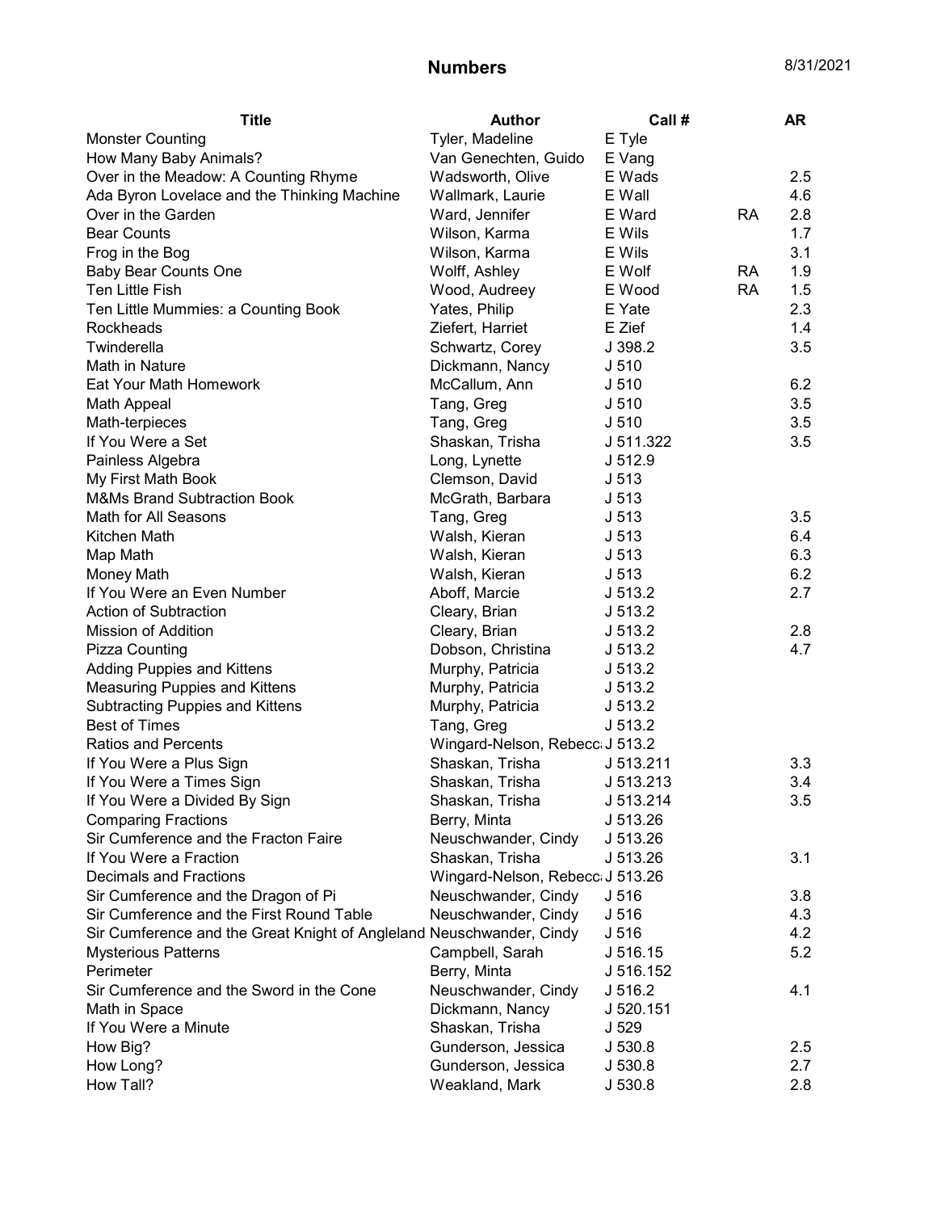## Numbers

8/31/2021

| Title | Author | Call # | | AR |
|---|---|---|---|---|
| Monster Counting | Tyler, Madeline | E Tyle | | |
| How Many Baby Animals? | Van Genechten, Guido | E Vang | | |
| Over in the Meadow: A Counting Rhyme | Wadsworth, Olive | E Wads | | 2.5 |
| Ada Byron Lovelace and the Thinking Machine | Wallmark, Laurie | E Wall | | 4.6 |
| Over in the Garden | Ward, Jennifer | E Ward | RA | 2.8 |
| Bear Counts | Wilson, Karma | E Wils | | 1.7 |
| Frog in the Bog | Wilson, Karma | E Wils | | 3.1 |
| Baby Bear Counts One | Wolff, Ashley | E Wolf | RA | 1.9 |
| Ten Little Fish | Wood, Audreey | E Wood | RA | 1.5 |
| Ten Little Mummies: a Counting Book | Yates, Philip | E Yate | | 2.3 |
| Rockheads | Ziefert, Harriet | E Zief | | 1.4 |
| Twinderella | Schwartz, Corey | J 398.2 | | 3.5 |
| Math in Nature | Dickmann, Nancy | J 510 | | |
| Eat Your Math Homework | McCallum, Ann | J 510 | | 6.2 |
| Math Appeal | Tang, Greg | J 510 | | 3.5 |
| Math-terpieces | Tang, Greg | J 510 | | 3.5 |
| If You Were a Set | Shaskan, Trisha | J 511.322 | | 3.5 |
| Painless Algebra | Long, Lynette | J 512.9 | | |
| My First Math Book | Clemson, David | J 513 | | |
| M&Ms Brand Subtraction Book | McGrath, Barbara | J 513 | | |
| Math for All Seasons | Tang, Greg | J 513 | | 3.5 |
| Kitchen Math | Walsh, Kieran | J 513 | | 6.4 |
| Map Math | Walsh, Kieran | J 513 | | 6.3 |
| Money Math | Walsh, Kieran | J 513 | | 6.2 |
| If You Were an Even Number | Aboff, Marcie | J 513.2 | | 2.7 |
| Action of Subtraction | Cleary, Brian | J 513.2 | | |
| Mission of Addition | Cleary, Brian | J 513.2 | | 2.8 |
| Pizza Counting | Dobson, Christina | J 513.2 | | 4.7 |
| Adding Puppies and Kittens | Murphy, Patricia | J 513.2 | | |
| Measuring Puppies and Kittens | Murphy, Patricia | J 513.2 | | |
| Subtracting Puppies and Kittens | Murphy, Patricia | J 513.2 | | |
| Best of Times | Tang, Greg | J 513.2 | | |
| Ratios and Percents | Wingard-Nelson, Rebecca | J 513.2 | | |
| If You Were a Plus Sign | Shaskan, Trisha | J 513.211 | | 3.3 |
| If You Were a Times Sign | Shaskan, Trisha | J 513.213 | | 3.4 |
| If You Were a Divided By Sign | Shaskan, Trisha | J 513.214 | | 3.5 |
| Comparing Fractions | Berry, Minta | J 513.26 | | |
| Sir Cumference and the Fracton Faire | Neuschwander, Cindy | J 513.26 | | |
| If You Were a Fraction | Shaskan, Trisha | J 513.26 | | 3.1 |
| Decimals and Fractions | Wingard-Nelson, Rebecca | J 513.26 | | |
| Sir Cumference and the Dragon of Pi | Neuschwander, Cindy | J 516 | | 3.8 |
| Sir Cumference and the First Round Table | Neuschwander, Cindy | J 516 | | 4.3 |
| Sir Cumference and the Great Knight of Angleland | Neuschwander, Cindy | J 516 | | 4.2 |
| Mysterious Patterns | Campbell, Sarah | J 516.15 | | 5.2 |
| Perimeter | Berry, Minta | J 516.152 | | |
| Sir Cumference and the Sword in the Cone | Neuschwander, Cindy | J 516.2 | | 4.1 |
| Math in Space | Dickmann, Nancy | J 520.151 | | |
| If You Were a Minute | Shaskan, Trisha | J 529 | | |
| How Big? | Gunderson, Jessica | J 530.8 | | 2.5 |
| How Long? | Gunderson, Jessica | J 530.8 | | 2.7 |
| How Tall? | Weakland, Mark | J 530.8 | | 2.8 |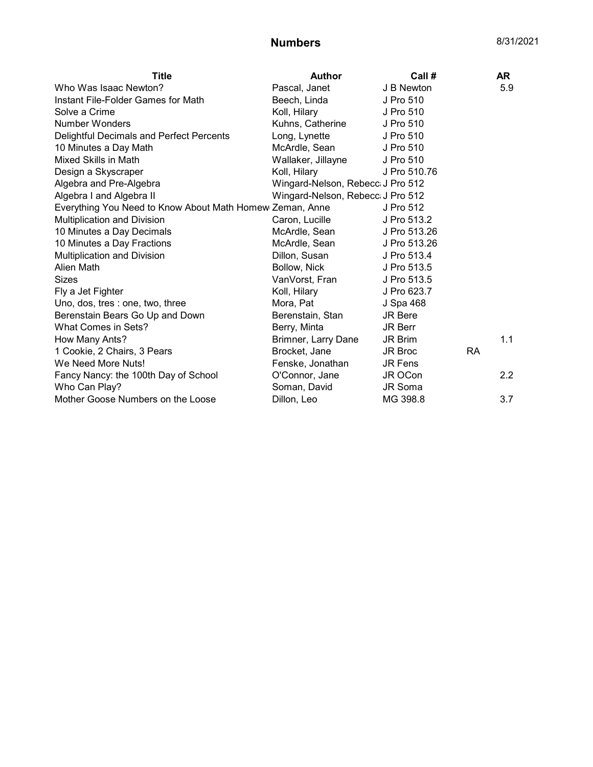# Numbers

8/31/2021

| Title | Author | Call # | | AR |
|---|---|---|---|---|
| Who Was Isaac Newton? | Pascal, Janet | J B Newton | | 5.9 |
| Instant File-Folder Games for Math | Beech, Linda | J Pro 510 | | |
| Solve a Crime | Koll, Hilary | J Pro 510 | | |
| Number Wonders | Kuhns, Catherine | J Pro 510 | | |
| Delightful Decimals and Perfect Percents | Long, Lynette | J Pro 510 | | |
| 10 Minutes a Day Math | McArdle, Sean | J Pro 510 | | |
| Mixed Skills in Math | Wallaker, Jillayne | J Pro 510 | | |
| Design a Skyscraper | Koll, Hilary | J Pro 510.76 | | |
| Algebra and Pre-Algebra | Wingard-Nelson, Rebecc | J Pro 512 | | |
| Algebra I and Algebra II | Wingard-Nelson, Rebecc | J Pro 512 | | |
| Everything You Need to Know About Math Homew | Zeman, Anne | J Pro 512 | | |
| Multiplication and Division | Caron, Lucille | J Pro 513.2 | | |
| 10 Minutes a Day Decimals | McArdle, Sean | J Pro 513.26 | | |
| 10 Minutes a Day Fractions | McArdle, Sean | J Pro 513.26 | | |
| Multiplication and Division | Dillon, Susan | J Pro 513.4 | | |
| Alien Math | Bollow, Nick | J Pro 513.5 | | |
| Sizes | VanVorst, Fran | J Pro 513.5 | | |
| Fly a Jet Fighter | Koll, Hilary | J Pro 623.7 | | |
| Uno, dos, tres : one, two, three | Mora, Pat | J Spa 468 | | |
| Berenstain Bears Go Up and Down | Berenstain, Stan | JR Bere | | |
| What Comes in Sets? | Berry, Minta | JR Berr | | |
| How Many Ants? | Brimner, Larry Dane | JR Brim | | 1.1 |
| 1 Cookie, 2 Chairs, 3 Pears | Brocket, Jane | JR Broc | RA | |
| We Need More Nuts! | Fenske, Jonathan | JR Fens | | |
| Fancy Nancy: the 100th Day of School | O'Connor, Jane | JR OCon | | 2.2 |
| Who Can Play? | Soman, David | JR Soma | | |
| Mother Goose Numbers on the Loose | Dillon, Leo | MG 398.8 | | 3.7 |